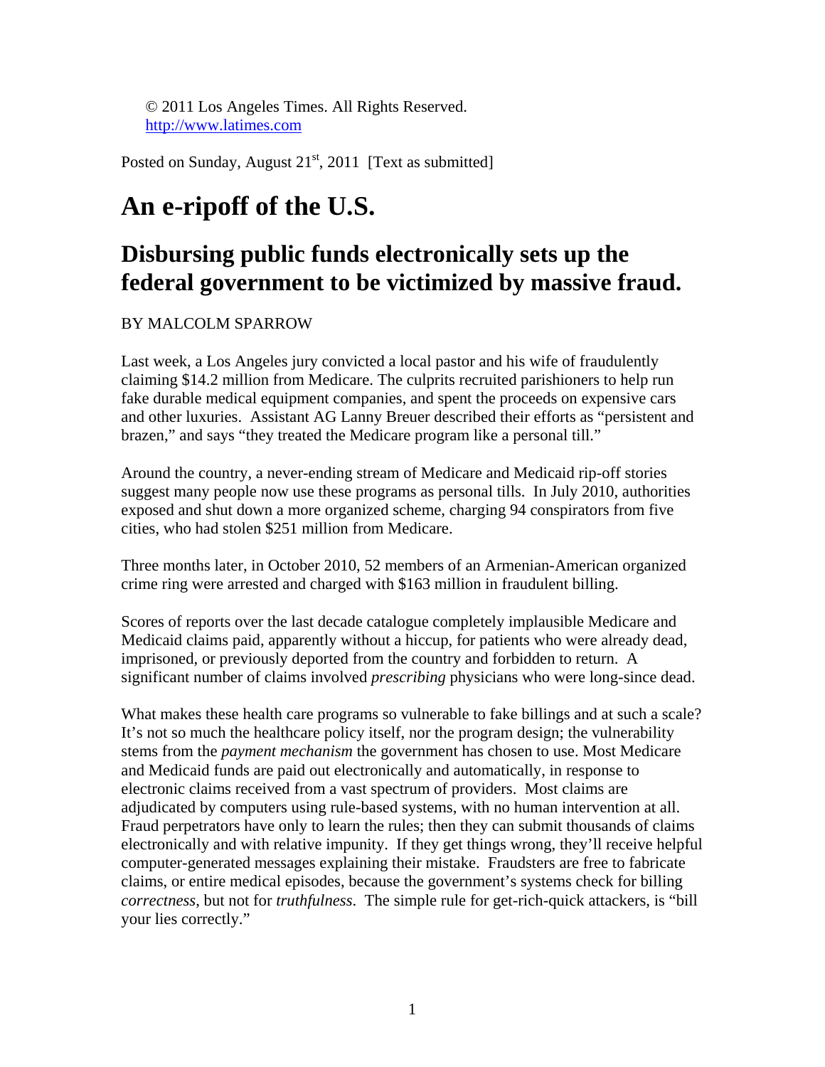© 2011 Los Angeles Times. All Rights Reserved.
http://www.latimes.com

Posted on Sunday, August 21st, 2011 [Text as submitted]

# An e-ripoff of the U.S.

## Disbursing public funds electronically sets up the federal government to be victimized by massive fraud.

BY MALCOLM SPARROW

Last week, a Los Angeles jury convicted a local pastor and his wife of fraudulently claiming $14.2 million from Medicare. The culprits recruited parishioners to help run fake durable medical equipment companies, and spent the proceeds on expensive cars and other luxuries. Assistant AG Lanny Breuer described their efforts as "persistent and brazen," and says "they treated the Medicare program like a personal till."

Around the country, a never-ending stream of Medicare and Medicaid rip-off stories suggest many people now use these programs as personal tills. In July 2010, authorities exposed and shut down a more organized scheme, charging 94 conspirators from five cities, who had stolen $251 million from Medicare.

Three months later, in October 2010, 52 members of an Armenian-American organized crime ring were arrested and charged with $163 million in fraudulent billing.

Scores of reports over the last decade catalogue completely implausible Medicare and Medicaid claims paid, apparently without a hiccup, for patients who were already dead, imprisoned, or previously deported from the country and forbidden to return. A significant number of claims involved *prescribing* physicians who were long-since dead.

What makes these health care programs so vulnerable to fake billings and at such a scale? It's not so much the healthcare policy itself, nor the program design; the vulnerability stems from the *payment mechanism* the government has chosen to use. Most Medicare and Medicaid funds are paid out electronically and automatically, in response to electronic claims received from a vast spectrum of providers. Most claims are adjudicated by computers using rule-based systems, with no human intervention at all. Fraud perpetrators have only to learn the rules; then they can submit thousands of claims electronically and with relative impunity. If they get things wrong, they'll receive helpful computer-generated messages explaining their mistake. Fraudsters are free to fabricate claims, or entire medical episodes, because the government's systems check for billing *correctness*, but not for *truthfulness*. The simple rule for get-rich-quick attackers, is "bill your lies correctly."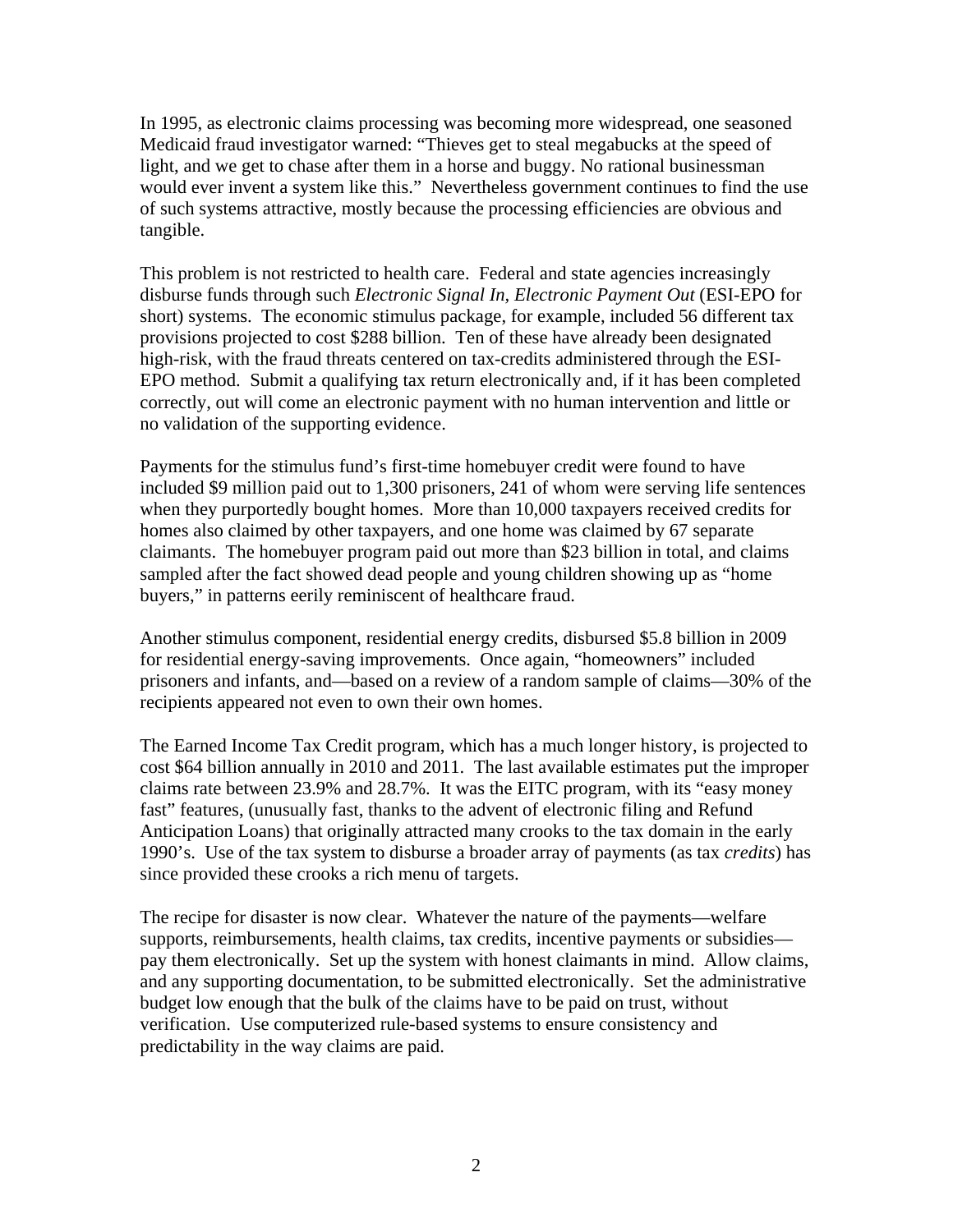In 1995, as electronic claims processing was becoming more widespread, one seasoned Medicaid fraud investigator warned: "Thieves get to steal megabucks at the speed of light, and we get to chase after them in a horse and buggy. No rational businessman would ever invent a system like this." Nevertheless government continues to find the use of such systems attractive, mostly because the processing efficiencies are obvious and tangible.

This problem is not restricted to health care. Federal and state agencies increasingly disburse funds through such *Electronic Signal In, Electronic Payment Out* (ESI-EPO for short) systems. The economic stimulus package, for example, included 56 different tax provisions projected to cost $288 billion. Ten of these have already been designated high-risk, with the fraud threats centered on tax-credits administered through the ESI-EPO method. Submit a qualifying tax return electronically and, if it has been completed correctly, out will come an electronic payment with no human intervention and little or no validation of the supporting evidence.

Payments for the stimulus fund's first-time homebuyer credit were found to have included $9 million paid out to 1,300 prisoners, 241 of whom were serving life sentences when they purportedly bought homes. More than 10,000 taxpayers received credits for homes also claimed by other taxpayers, and one home was claimed by 67 separate claimants. The homebuyer program paid out more than $23 billion in total, and claims sampled after the fact showed dead people and young children showing up as "home buyers," in patterns eerily reminiscent of healthcare fraud.

Another stimulus component, residential energy credits, disbursed $5.8 billion in 2009 for residential energy-saving improvements. Once again, "homeowners" included prisoners and infants, and—based on a review of a random sample of claims—30% of the recipients appeared not even to own their own homes.

The Earned Income Tax Credit program, which has a much longer history, is projected to cost $64 billion annually in 2010 and 2011. The last available estimates put the improper claims rate between 23.9% and 28.7%. It was the EITC program, with its "easy money fast" features, (unusually fast, thanks to the advent of electronic filing and Refund Anticipation Loans) that originally attracted many crooks to the tax domain in the early 1990's. Use of the tax system to disburse a broader array of payments (as tax *credits*) has since provided these crooks a rich menu of targets.

The recipe for disaster is now clear. Whatever the nature of the payments—welfare supports, reimbursements, health claims, tax credits, incentive payments or subsidies—pay them electronically. Set up the system with honest claimants in mind. Allow claims, and any supporting documentation, to be submitted electronically. Set the administrative budget low enough that the bulk of the claims have to be paid on trust, without verification. Use computerized rule-based systems to ensure consistency and predictability in the way claims are paid.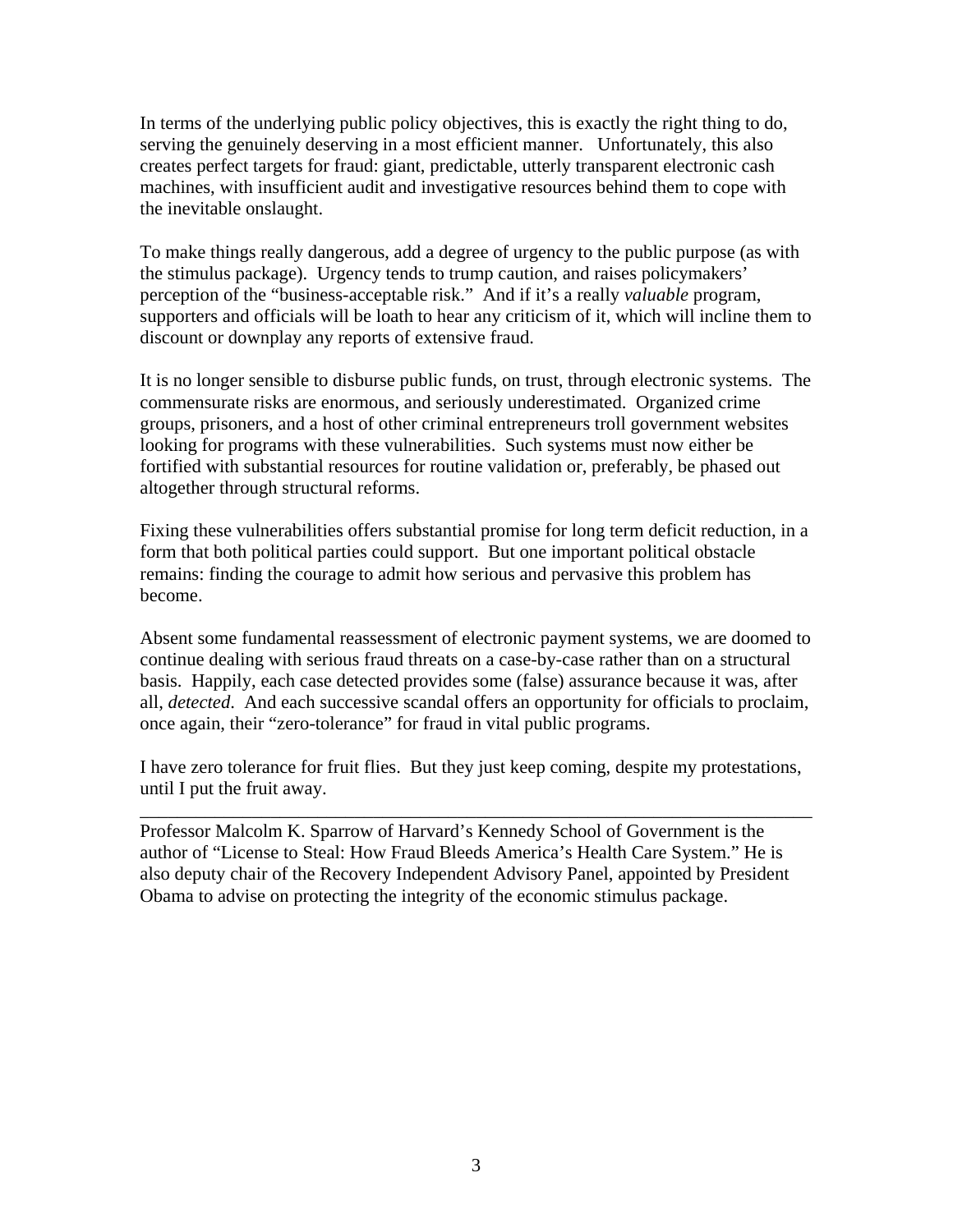In terms of the underlying public policy objectives, this is exactly the right thing to do, serving the genuinely deserving in a most efficient manner. Unfortunately, this also creates perfect targets for fraud: giant, predictable, utterly transparent electronic cash machines, with insufficient audit and investigative resources behind them to cope with the inevitable onslaught.

To make things really dangerous, add a degree of urgency to the public purpose (as with the stimulus package). Urgency tends to trump caution, and raises policymakers' perception of the "business-acceptable risk." And if it's a really *valuable* program, supporters and officials will be loath to hear any criticism of it, which will incline them to discount or downplay any reports of extensive fraud.

It is no longer sensible to disburse public funds, on trust, through electronic systems. The commensurate risks are enormous, and seriously underestimated. Organized crime groups, prisoners, and a host of other criminal entrepreneurs troll government websites looking for programs with these vulnerabilities. Such systems must now either be fortified with substantial resources for routine validation or, preferably, be phased out altogether through structural reforms.

Fixing these vulnerabilities offers substantial promise for long term deficit reduction, in a form that both political parties could support. But one important political obstacle remains: finding the courage to admit how serious and pervasive this problem has become.

Absent some fundamental reassessment of electronic payment systems, we are doomed to continue dealing with serious fraud threats on a case-by-case rather than on a structural basis. Happily, each case detected provides some (false) assurance because it was, after all, *detected*. And each successive scandal offers an opportunity for officials to proclaim, once again, their "zero-tolerance" for fraud in vital public programs.

I have zero tolerance for fruit flies. But they just keep coming, despite my protestations, until I put the fruit away.

---

Professor Malcolm K. Sparrow of Harvard's Kennedy School of Government is the author of "License to Steal: How Fraud Bleeds America's Health Care System." He is also deputy chair of the Recovery Independent Advisory Panel, appointed by President Obama to advise on protecting the integrity of the economic stimulus package.